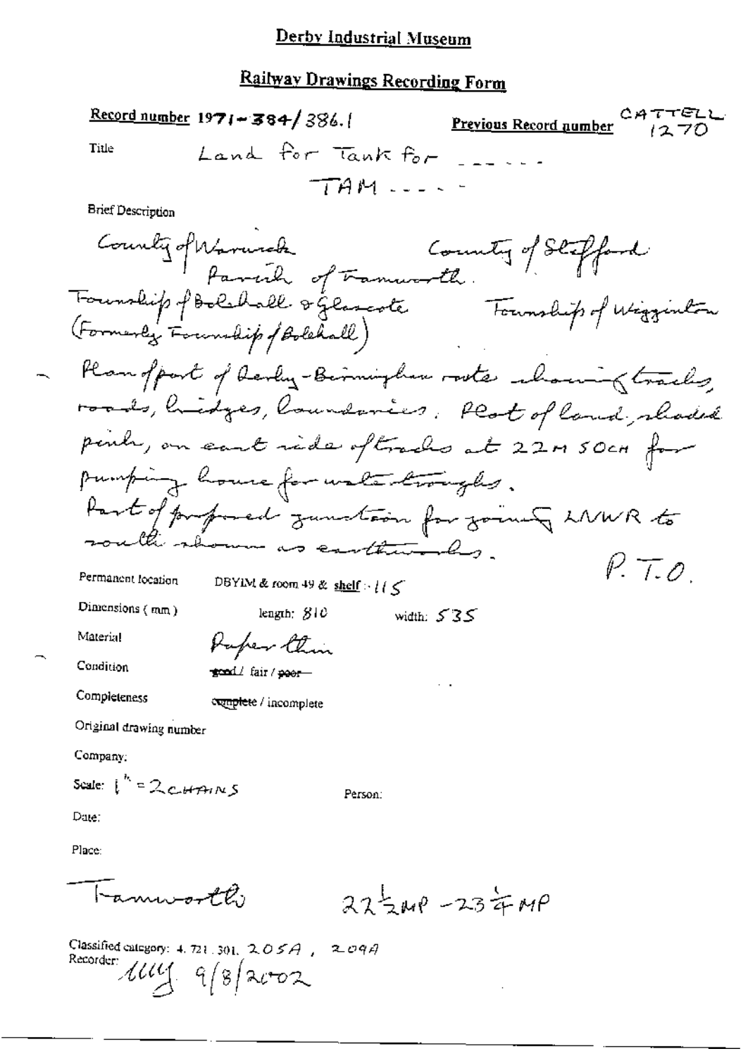# Derby Industrial Museum

## Railway Drawings Recording Form

**Record number** 1971-384/386.1 **Previous Record number** CATTELL 1270

Title Land for Tank for ......

TAM ......

Brief Description

County of Warwick County of Stafford
Parish of Tamworth.
Township of Bolehall & Glascote Township of Wigginton
(Formerly Township of Bolehall)

Plan of part of Derby-Birmingham route showing tracks, roads, bridges, boundaries. Plot of land, shaded pink, on east side of tracks at 22M 50CH for pumping house for water troughs.
Part of proposed junction for joining LNWR to south shown as earthworks.

P.T.O.

Permanent location DBYIM & room 49 & shelf : 115

Dimensions (mm) length: 810 width: 535

Material Paper thin

Condition ~~good~~ / fair / ~~poor~~

Completeness ~~complete~~ / incomplete

Original drawing number

Company:

Scale: 1" = 2 CHAINS Person:

Date:

Place:

Tamworth $22\frac{1}{2}$MP - $23\frac{1}{4}$MP

Classified category: 4. 721. 301. 205A, 209A

Recorder: MM 9/8/2002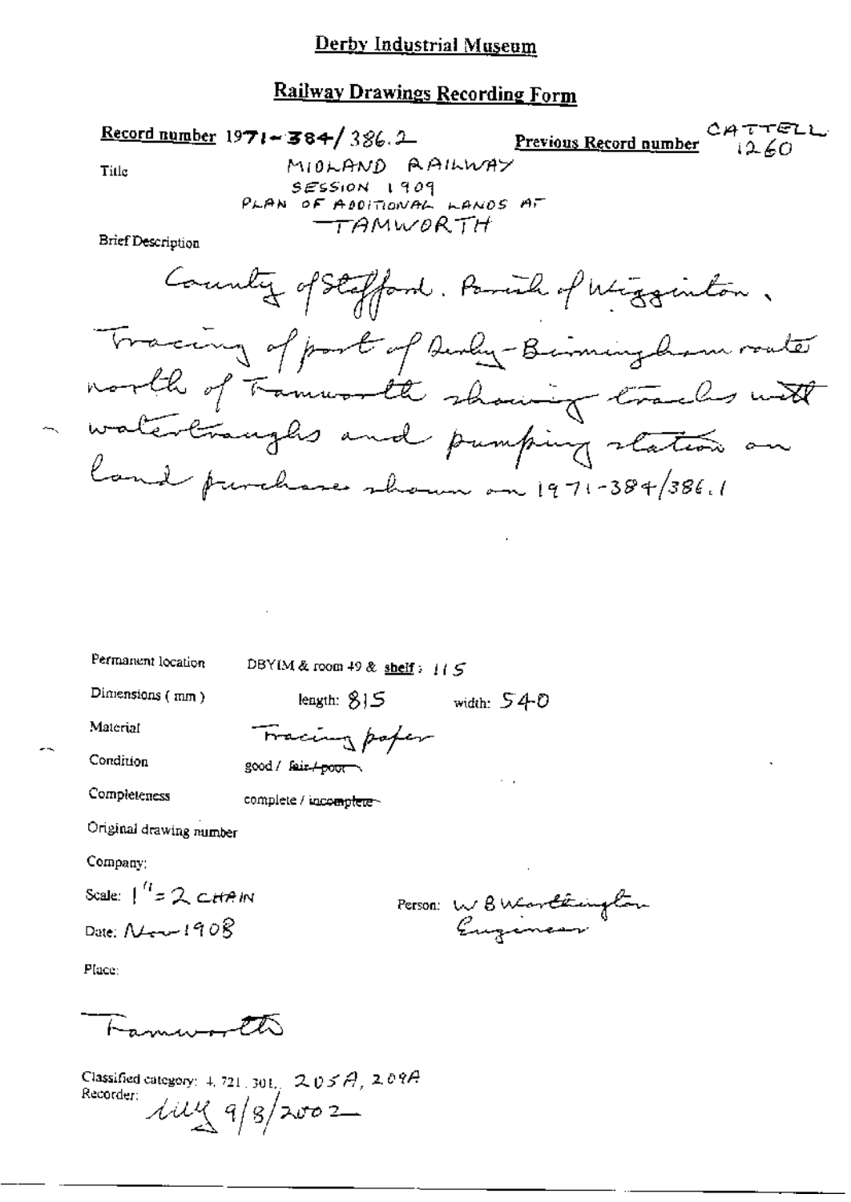Derby Industrial Museum

## Railway Drawings Recording Form

**Record number** 1971-384/386.2 **Previous Record number** CATTELL 1260

Title: MIDLAND RAILWAY
SESSION 1909
PLAN OF ADDITIONAL LANDS AT
TAMWORTH

Brief Description

County of Stafford. Parish of Wigginton.
Tracing of part of Derby-Birmingham route north of Tamworth showing tracks with watertroughs and pumping station on land purchase shown on 1971-384/386.1

Permanent location: DBYIM & room 49 & shelf: 115

Dimensions (mm): length: 815 width: 540

Material: Tracing paper

Condition: good / ~~fair / poor~~

Completeness: complete / ~~incomplete~~

Original drawing number

Company:

Scale: 1" = 2 CHAIN

Person: W B Worthington Engineer

Date: Nov 1908

Place:

Tamworth

Classified category: 4, 721, 301, 205A, 209A

Recorder: lily 9/8/2002